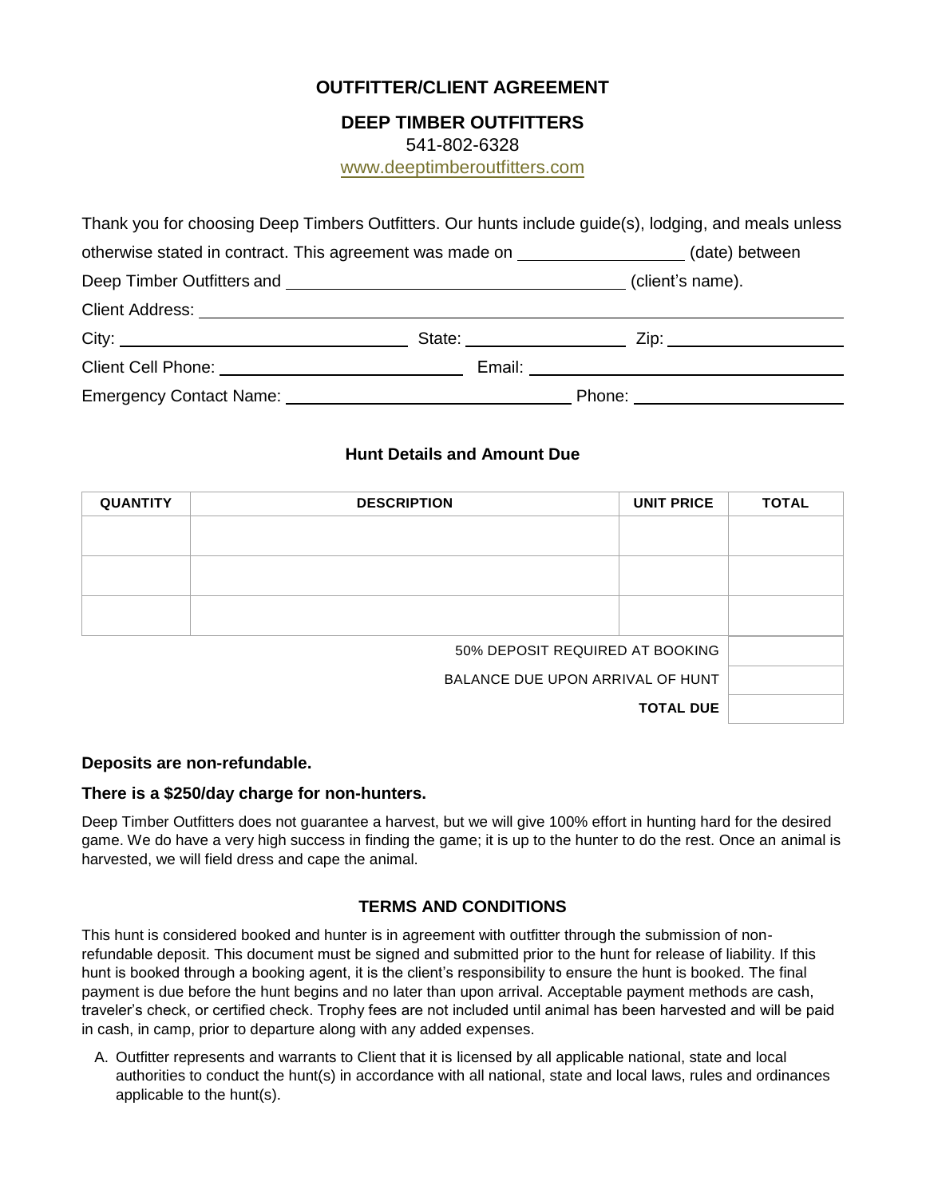# OUTFITTER/CLIENT AGREEMENT

## DEEP TIMBER OUTFITTERS

541-802-6328

www.deeptimberoutfitters.com

Thank you for choosing Deep Timbers Outfitters. Our hunts include guide(s), lodging, and meals unless otherwise stated in contract. This agreement was made on ________________ (date) between Deep Timber Outfitters and ________________________________ (client's name).

Client Address: ________________________________________________

City: ____________________________ State: ________________ Zip: ________________

Client Cell Phone: ________________________ Email: ________________________________

Emergency Contact Name: ____________________________ Phone: ____________________

### Hunt Details and Amount Due

| QUANTITY | DESCRIPTION | UNIT PRICE | TOTAL |
|---|---|---|---|
| | | | |
| | | | |
| | | | |
| | | 50% DEPOSIT REQUIRED AT BOOKING | |
| | | BALANCE DUE UPON ARRIVAL OF HUNT | |
| | | **TOTAL DUE** | |

**Deposits are non-refundable.**

**There is a $250/day charge for non-hunters.**

Deep Timber Outfitters does not guarantee a harvest, but we will give 100% effort in hunting hard for the desired game. We do have a very high success in finding the game; it is up to the hunter to do the rest. Once an animal is harvested, we will field dress and cape the animal.

### TERMS AND CONDITIONS

This hunt is considered booked and hunter is in agreement with outfitter through the submission of non-refundable deposit. This document must be signed and submitted prior to the hunt for release of liability. If this hunt is booked through a booking agent, it is the client's responsibility to ensure the hunt is booked. The final payment is due before the hunt begins and no later than upon arrival. Acceptable payment methods are cash, traveler's check, or certified check. Trophy fees are not included until animal has been harvested and will be paid in cash, in camp, prior to departure along with any added expenses.

A. Outfitter represents and warrants to Client that it is licensed by all applicable national, state and local authorities to conduct the hunt(s) in accordance with all national, state and local laws, rules and ordinances applicable to the hunt(s).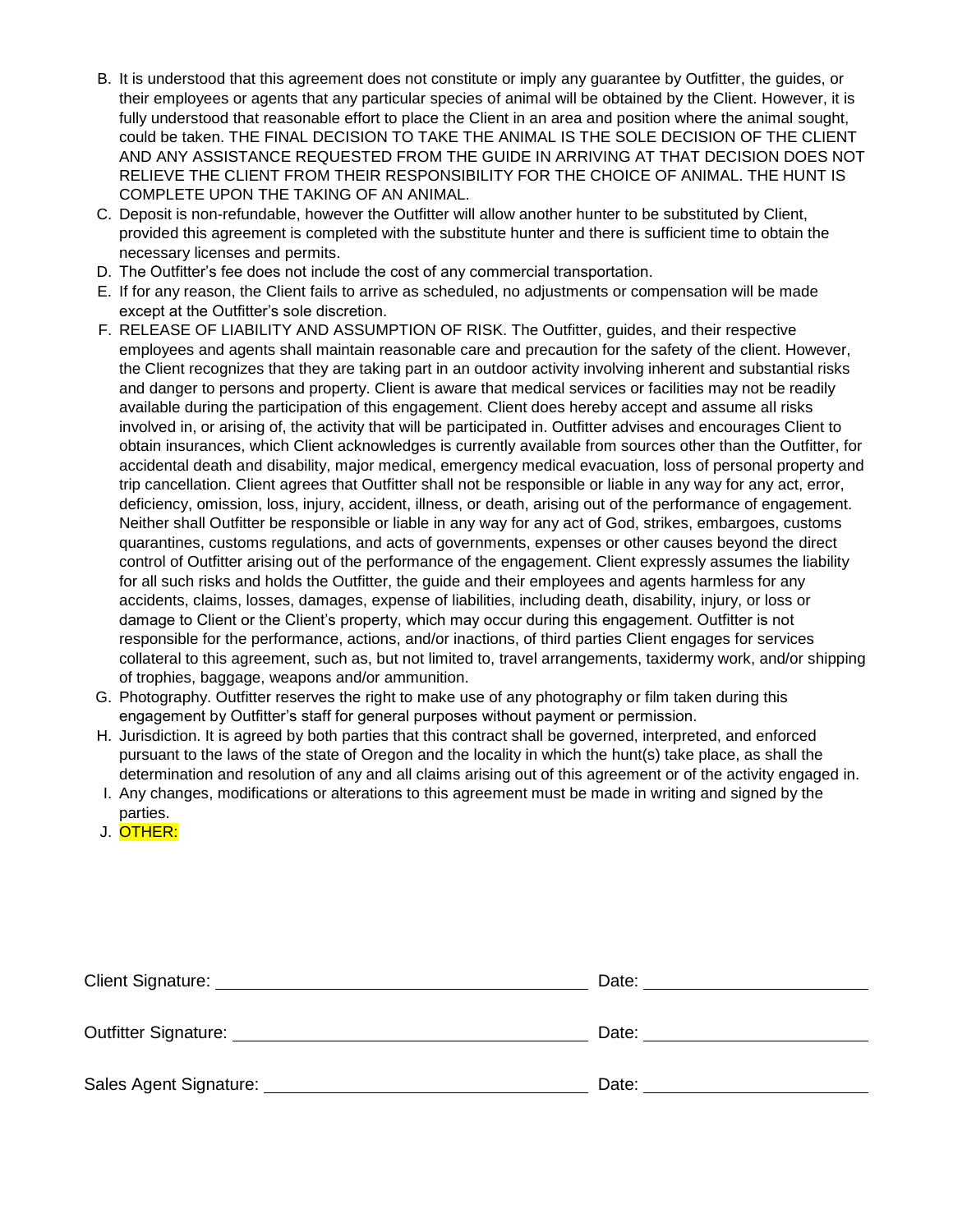B. It is understood that this agreement does not constitute or imply any guarantee by Outfitter, the guides, or their employees or agents that any particular species of animal will be obtained by the Client. However, it is fully understood that reasonable effort to place the Client in an area and position where the animal sought, could be taken. THE FINAL DECISION TO TAKE THE ANIMAL IS THE SOLE DECISION OF THE CLIENT AND ANY ASSISTANCE REQUESTED FROM THE GUIDE IN ARRIVING AT THAT DECISION DOES NOT RELIEVE THE CLIENT FROM THEIR RESPONSIBILITY FOR THE CHOICE OF ANIMAL. THE HUNT IS COMPLETE UPON THE TAKING OF AN ANIMAL.

C. Deposit is non-refundable, however the Outfitter will allow another hunter to be substituted by Client, provided this agreement is completed with the substitute hunter and there is sufficient time to obtain the necessary licenses and permits.

D. The Outfitter's fee does not include the cost of any commercial transportation.

E. If for any reason, the Client fails to arrive as scheduled, no adjustments or compensation will be made except at the Outfitter's sole discretion.

F. RELEASE OF LIABILITY AND ASSUMPTION OF RISK. The Outfitter, guides, and their respective employees and agents shall maintain reasonable care and precaution for the safety of the client. However, the Client recognizes that they are taking part in an outdoor activity involving inherent and substantial risks and danger to persons and property. Client is aware that medical services or facilities may not be readily available during the participation of this engagement. Client does hereby accept and assume all risks involved in, or arising of, the activity that will be participated in. Outfitter advises and encourages Client to obtain insurances, which Client acknowledges is currently available from sources other than the Outfitter, for accidental death and disability, major medical, emergency medical evacuation, loss of personal property and trip cancellation. Client agrees that Outfitter shall not be responsible or liable in any way for any act, error, deficiency, omission, loss, injury, accident, illness, or death, arising out of the performance of engagement. Neither shall Outfitter be responsible or liable in any way for any act of God, strikes, embargoes, customs quarantines, customs regulations, and acts of governments, expenses or other causes beyond the direct control of Outfitter arising out of the performance of the engagement. Client expressly assumes the liability for all such risks and holds the Outfitter, the guide and their employees and agents harmless for any accidents, claims, losses, damages, expense of liabilities, including death, disability, injury, or loss or damage to Client or the Client's property, which may occur during this engagement. Outfitter is not responsible for the performance, actions, and/or inactions, of third parties Client engages for services collateral to this agreement, such as, but not limited to, travel arrangements, taxidermy work, and/or shipping of trophies, baggage, weapons and/or ammunition.

G. Photography. Outfitter reserves the right to make use of any photography or film taken during this engagement by Outfitter's staff for general purposes without payment or permission.

H. Jurisdiction. It is agreed by both parties that this contract shall be governed, interpreted, and enforced pursuant to the laws of the state of Oregon and the locality in which the hunt(s) take place, as shall the determination and resolution of any and all claims arising out of this agreement or of the activity engaged in.

I. Any changes, modifications or alterations to this agreement must be made in writing and signed by the parties.

J. OTHER:

Client Signature: ______________________________ Date: ____________________

Outfitter Signature: ______________________________ Date: ____________________

Sales Agent Signature: ______________________________ Date: ____________________